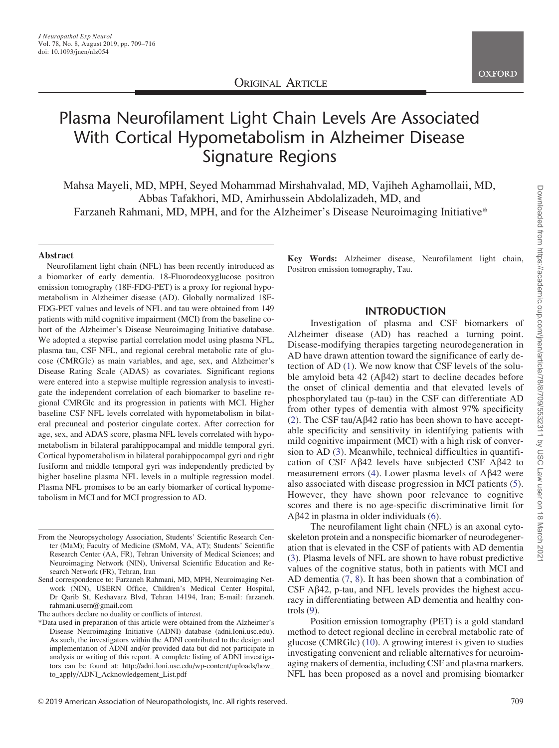ORIGINAL ARTICLE

# Plasma Neurofilament Light Chain Levels Are Associated With Cortical Hypometabolism in Alzheimer Disease Signature Regions

Mahsa Mayeli, MD, MPH, Seyed Mohammad Mirshahvalad, MD, Vajiheh Aghamollaii, MD, Abbas Tafakhori, MD, Amirhussein Abdolalizadeh, MD, and Farzaneh Rahmani, MD, MPH, and for the Alzheimer's Disease Neuroimaging Initiative*

## Abstract

Neurofilament light chain (NFL) has been recently introduced as a biomarker of early dementia. 18-Fluorodeoxyglucose positron emission tomography (18F-FDG-PET) is a proxy for regional hypometabolism in Alzheimer disease (AD). Globally normalized 18F-FDG-PET values and levels of NFL and tau were obtained from 149 patients with mild cognitive impairment (MCI) from the baseline cohort of the Alzheimer's Disease Neuroimaging Initiative database. We adopted a stepwise partial correlation model using plasma NFL, plasma tau, CSF NFL, and regional cerebral metabolic rate of glucose (CMRGlc) as main variables, and age, sex, and Alzheimer's Disease Rating Scale (ADAS) as covariates. Significant regions were entered into a stepwise multiple regression analysis to investigate the independent correlation of each biomarker to baseline regional CMRGlc and its progression in patients with MCI. Higher baseline CSF NFL levels correlated with hypometabolism in bilateral precuneal and posterior cingulate cortex. After correction for age, sex, and ADAS score, plasma NFL levels correlated with hypometabolism in bilateral parahippocampal and middle temporal gyri. Cortical hypometabolism in bilateral parahippocampal gyri and right fusiform and middle temporal gyri was independently predicted by higher baseline plasma NFL levels in a multiple regression model. Plasma NFL promises to be an early biomarker of cortical hypometabolism in MCI and for MCI progression to AD.

**Key Words:** Alzheimer disease, Neurofilament light chain, Positron emission tomography, Tau.

## INTRODUCTION

Investigation of plasma and CSF biomarkers of Alzheimer disease (AD) has reached a turning point. Disease-modifying therapies targeting neurodegeneration in AD have drawn attention toward the significance of early detection of AD (1). We now know that CSF levels of the soluble amyloid beta 42 (Aβ42) start to decline decades before the onset of clinical dementia and that elevated levels of phosphorylated tau (p-tau) in the CSF can differentiate AD from other types of dementia with almost 97% specificity (2). The CSF tau/Aβ42 ratio has been shown to have acceptable specificity and sensitivity in identifying patients with mild cognitive impairment (MCI) with a high risk of conversion to AD (3). Meanwhile, technical difficulties in quantification of CSF Aβ42 levels have subjected CSF Aβ42 to measurement errors (4). Lower plasma levels of Aβ42 were also associated with disease progression in MCI patients (5). However, they have shown poor relevance to cognitive scores and there is no age-specific discriminative limit for Aβ42 in plasma in older individuals (6).

The neurofilament light chain (NFL) is an axonal cytoskeleton protein and a nonspecific biomarker of neurodegeneration that is elevated in the CSF of patients with AD dementia (3). Plasma levels of NFL are shown to have robust predictive values of the cognitive status, both in patients with MCI and AD dementia (7, 8). It has been shown that a combination of CSF Aβ42, p-tau, and NFL levels provides the highest accuracy in differentiating between AD dementia and healthy controls (9).

Position emission tomography (PET) is a gold standard method to detect regional decline in cerebral metabolic rate of glucose (CMRGlc) (10). A growing interest is given to studies investigating convenient and reliable alternatives for neuroimaging makers of dementia, including CSF and plasma markers. NFL has been proposed as a novel and promising biomarker

---

From the Neuropsychology Association, Students' Scientific Research Center (MaM); Faculty of Medicine (SMoM, VA, AT); Students' Scientific Research Center (AA, FR), Tehran University of Medical Sciences; and Neuroimaging Network (NIN), Universal Scientific Education and Research Network (FR), Tehran, Iran

Send correspondence to: Farzaneh Rahmani, MD, MPH, Neuroimaging Network (NIN), USERN Office, Children's Medical Center Hospital, Dr Qarib St, Keshavarz Blvd, Tehran 14194, Iran; E-mail: farzaneh.rahmani.usern@gmail.com

The authors declare no duality or conflicts of interest.

*Data used in preparation of this article were obtained from the Alzheimer's Disease Neuroimaging Initiative (ADNI) database (adni.loni.usc.edu). As such, the investigators within the ADNI contributed to the design and implementation of ADNI and/or provided data but did not participate in analysis or writing of this report. A complete listing of ADNI investigators can be found at: http://adni.loni.usc.edu/wp-content/uploads/how_to_apply/ADNI_Acknowledgement_List.pdf

© 2019 American Association of Neuropathologists, Inc. All rights reserved.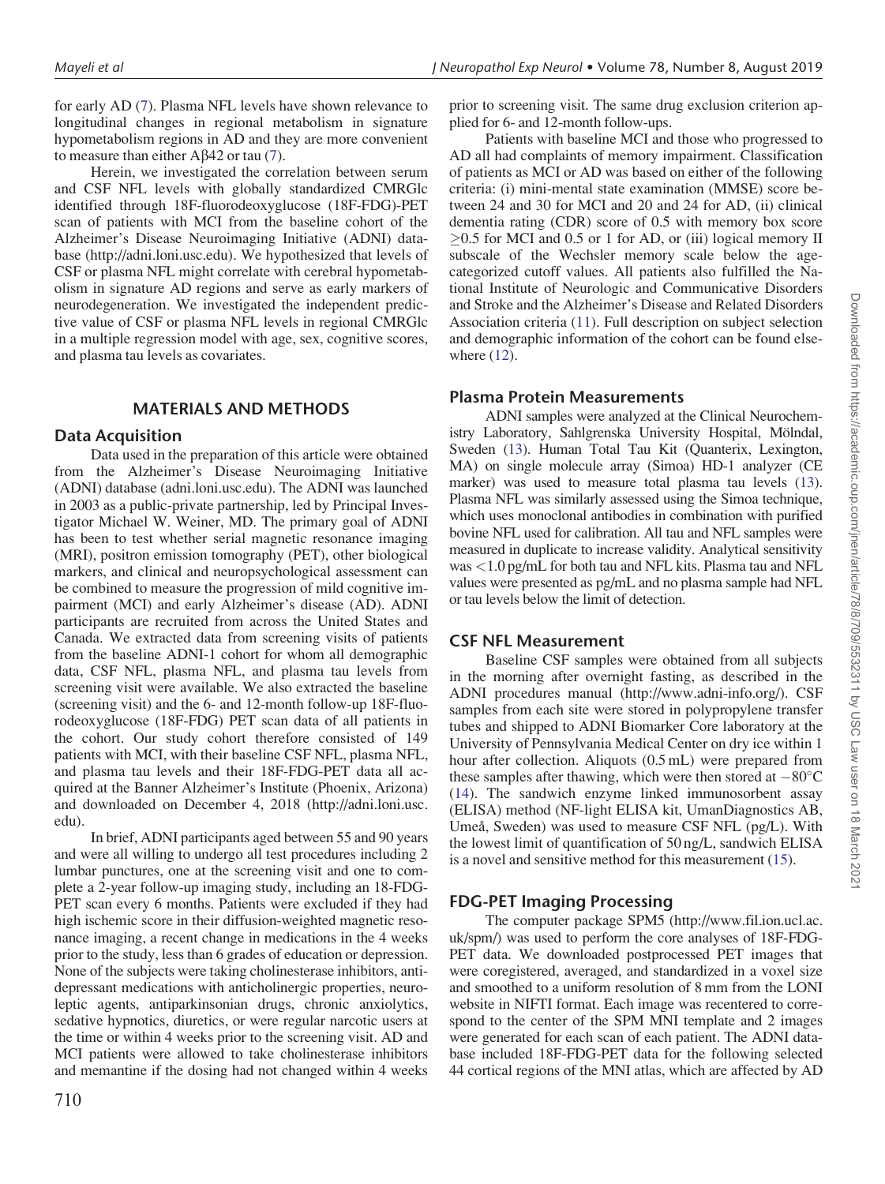for early AD (7). Plasma NFL levels have shown relevance to longitudinal changes in regional metabolism in signature hypometabolism regions in AD and they are more convenient to measure than either Aβ42 or tau (7).

Herein, we investigated the correlation between serum and CSF NFL levels with globally standardized CMRGlc identified through 18F-fluorodeoxyglucose (18F-FDG)-PET scan of patients with MCI from the baseline cohort of the Alzheimer's Disease Neuroimaging Initiative (ADNI) database (http://adni.loni.usc.edu). We hypothesized that levels of CSF or plasma NFL might correlate with cerebral hypometabolism in signature AD regions and serve as early markers of neurodegeneration. We investigated the independent predictive value of CSF or plasma NFL levels in regional CMRGlc in a multiple regression model with age, sex, cognitive scores, and plasma tau levels as covariates.

## MATERIALS AND METHODS

### Data Acquisition

Data used in the preparation of this article were obtained from the Alzheimer's Disease Neuroimaging Initiative (ADNI) database (adni.loni.usc.edu). The ADNI was launched in 2003 as a public-private partnership, led by Principal Investigator Michael W. Weiner, MD. The primary goal of ADNI has been to test whether serial magnetic resonance imaging (MRI), positron emission tomography (PET), other biological markers, and clinical and neuropsychological assessment can be combined to measure the progression of mild cognitive impairment (MCI) and early Alzheimer's disease (AD). ADNI participants are recruited from across the United States and Canada. We extracted data from screening visits of patients from the baseline ADNI-1 cohort for whom all demographic data, CSF NFL, plasma NFL, and plasma tau levels from screening visit were available. We also extracted the baseline (screening visit) and the 6- and 12-month follow-up 18F-fluorodeoxyglucose (18F-FDG) PET scan data of all patients in the cohort. Our study cohort therefore consisted of 149 patients with MCI, with their baseline CSF NFL, plasma NFL, and plasma tau levels and their 18F-FDG-PET data all acquired at the Banner Alzheimer's Institute (Phoenix, Arizona) and downloaded on December 4, 2018 (http://adni.loni.usc.edu).

In brief, ADNI participants aged between 55 and 90 years and were all willing to undergo all test procedures including 2 lumbar punctures, one at the screening visit and one to complete a 2-year follow-up imaging study, including an 18-FDG-PET scan every 6 months. Patients were excluded if they had high ischemic score in their diffusion-weighted magnetic resonance imaging, a recent change in medications in the 4 weeks prior to the study, less than 6 grades of education or depression. None of the subjects were taking cholinesterase inhibitors, antidepressant medications with anticholinergic properties, neuroleptic agents, antiparkinsonian drugs, chronic anxiolytics, sedative hypnotics, diuretics, or were regular narcotic users at the time or within 4 weeks prior to the screening visit. AD and MCI patients were allowed to take cholinesterase inhibitors and memantine if the dosing had not changed within 4 weeks prior to screening visit. The same drug exclusion criterion applied for 6- and 12-month follow-ups.

Patients with baseline MCI and those who progressed to AD all had complaints of memory impairment. Classification of patients as MCI or AD was based on either of the following criteria: (i) mini-mental state examination (MMSE) score between 24 and 30 for MCI and 20 and 24 for AD, (ii) clinical dementia rating (CDR) score of 0.5 with memory box score $\geq$0.5 for MCI and 0.5 or 1 for AD, or (iii) logical memory II subscale of the Wechsler memory scale below the age-categorized cutoff values. All patients also fulfilled the National Institute of Neurologic and Communicative Disorders and Stroke and the Alzheimer's Disease and Related Disorders Association criteria (11). Full description on subject selection and demographic information of the cohort can be found elsewhere (12).

### Plasma Protein Measurements

ADNI samples were analyzed at the Clinical Neurochemistry Laboratory, Sahlgrenska University Hospital, Mölndal, Sweden (13). Human Total Tau Kit (Quanterix, Lexington, MA) on single molecule array (Simoa) HD-1 analyzer (CE marker) was used to measure total plasma tau levels (13). Plasma NFL was similarly assessed using the Simoa technique, which uses monoclonal antibodies in combination with purified bovine NFL used for calibration. All tau and NFL samples were measured in duplicate to increase validity. Analytical sensitivity was <1.0 pg/mL for both tau and NFL kits. Plasma tau and NFL values were presented as pg/mL and no plasma sample had NFL or tau levels below the limit of detection.

### CSF NFL Measurement

Baseline CSF samples were obtained from all subjects in the morning after overnight fasting, as described in the ADNI procedures manual (http://www.adni-info.org/). CSF samples from each site were stored in polypropylene transfer tubes and shipped to ADNI Biomarker Core laboratory at the University of Pennsylvania Medical Center on dry ice within 1 hour after collection. Aliquots (0.5 mL) were prepared from these samples after thawing, which were then stored at −80°C (14). The sandwich enzyme linked immunosorbent assay (ELISA) method (NF-light ELISA kit, UmanDiagnostics AB, Umeå, Sweden) was used to measure CSF NFL (pg/L). With the lowest limit of quantification of 50 ng/L, sandwich ELISA is a novel and sensitive method for this measurement (15).

### FDG-PET Imaging Processing

The computer package SPM5 (http://www.fil.ion.ucl.ac.uk/spm/) was used to perform the core analyses of 18F-FDG-PET data. We downloaded postprocessed PET images that were coregistered, averaged, and standardized in a voxel size and smoothed to a uniform resolution of 8 mm from the LONI website in NIFTI format. Each image was recentered to correspond to the center of the SPM MNI template and 2 images were generated for each scan of each patient. The ADNI database included 18F-FDG-PET data for the following selected 44 cortical regions of the MNI atlas, which are affected by AD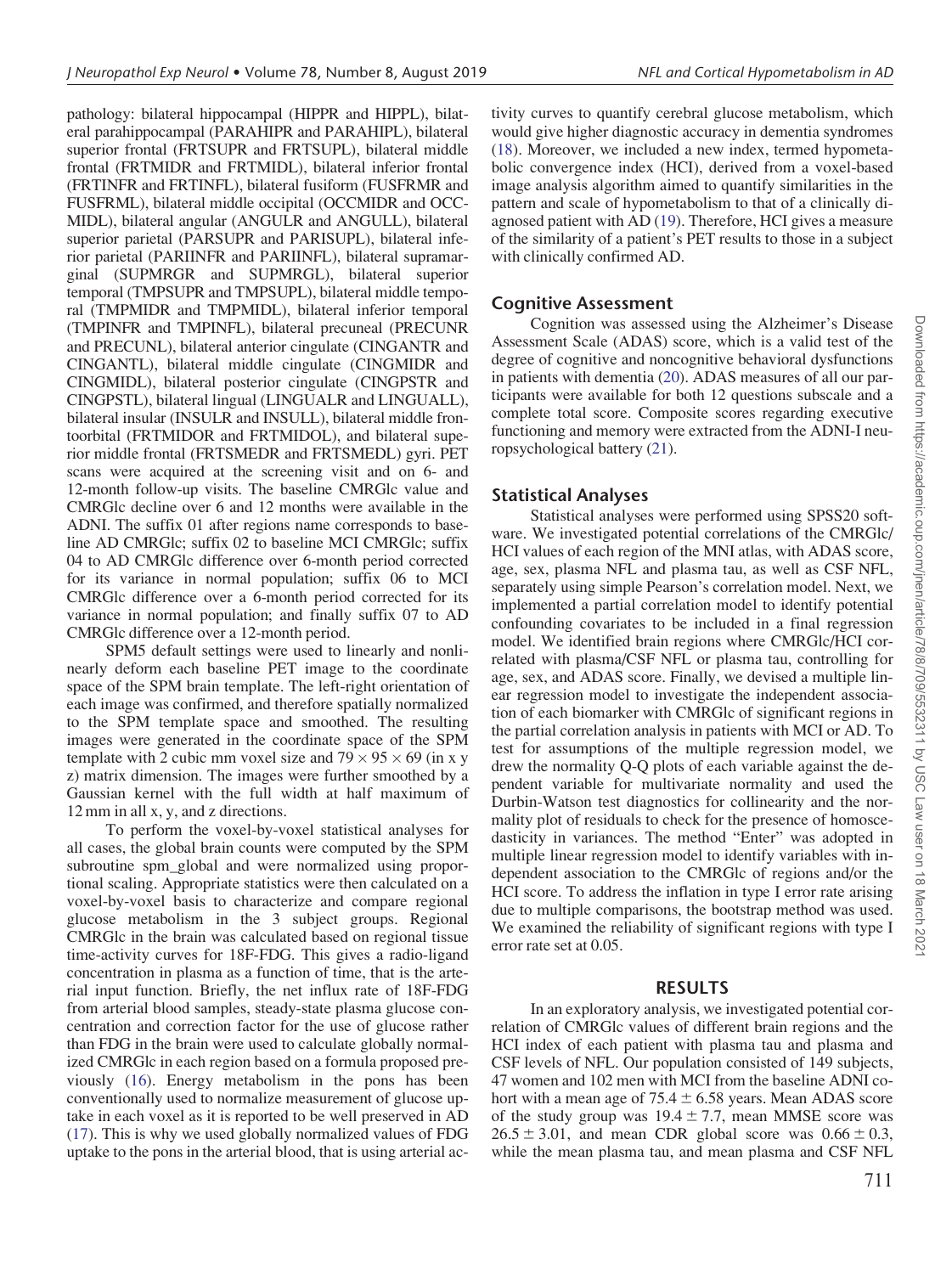pathology: bilateral hippocampal (HIPPR and HIPPL), bilateral parahippocampal (PARAHIPR and PARAHIPL), bilateral superior frontal (FRTSUPR and FRTSUPL), bilateral middle frontal (FRTMIDR and FRTMIDL), bilateral inferior frontal (FRTINFR and FRTINFL), bilateral fusiform (FUSFRMR and FUSFRML), bilateral middle occipital (OCCMIDR and OCCMIDL), bilateral angular (ANGULR and ANGULL), bilateral superior parietal (PARSUPR and PARISUPL), bilateral inferior parietal (PARIINFR and PARIINFL), bilateral supramarginal (SUPMRGR and SUPMRGL), bilateral superior temporal (TMPSUPR and TMPSUPL), bilateral middle temporal (TMPMIDR and TMPMIDL), bilateral inferior temporal (TMPINFR and TMPINFL), bilateral precuneal (PRECUNR and PRECUNL), bilateral anterior cingulate (CINGANTR and CINGANTL), bilateral middle cingulate (CINGMIDR and CINGMIDL), bilateral posterior cingulate (CINGPSTR and CINGPSTL), bilateral lingual (LINGUALR and LINGUALL), bilateral insular (INSULR and INSULL), bilateral middle frontoorbital (FRTMIDOR and FRTMIDOL), and bilateral superior middle frontal (FRTSMEDR and FRTSMEDL) gyri. PET scans were acquired at the screening visit and on 6- and 12-month follow-up visits. The baseline CMRGlc value and CMRGlc decline over 6 and 12 months were available in the ADNI. The suffix 01 after regions name corresponds to baseline AD CMRGlc; suffix 02 to baseline MCI CMRGlc; suffix 04 to AD CMRGlc difference over 6-month period corrected for its variance in normal population; suffix 06 to MCI CMRGlc difference over a 6-month period corrected for its variance in normal population; and finally suffix 07 to AD CMRGlc difference over a 12-month period.

SPM5 default settings were used to linearly and nonlinearly deform each baseline PET image to the coordinate space of the SPM brain template. The left-right orientation of each image was confirmed, and therefore spatially normalized to the SPM template space and smoothed. The resulting images were generated in the coordinate space of the SPM template with 2 cubic mm voxel size and $79 \times 95 \times 69$ (in x y z) matrix dimension. The images were further smoothed by a Gaussian kernel with the full width at half maximum of 12 mm in all x, y, and z directions.

To perform the voxel-by-voxel statistical analyses for all cases, the global brain counts were computed by the SPM subroutine spm_global and were normalized using proportional scaling. Appropriate statistics were then calculated on a voxel-by-voxel basis to characterize and compare regional glucose metabolism in the 3 subject groups. Regional CMRGlc in the brain was calculated based on regional tissue time-activity curves for 18F-FDG. This gives a radio-ligand concentration in plasma as a function of time, that is the arterial input function. Briefly, the net influx rate of 18F-FDG from arterial blood samples, steady-state plasma glucose concentration and correction factor for the use of glucose rather than FDG in the brain were used to calculate globally normalized CMRGlc in each region based on a formula proposed previously (16). Energy metabolism in the pons has been conventionally used to normalize measurement of glucose uptake in each voxel as it is reported to be well preserved in AD (17). This is why we used globally normalized values of FDG uptake to the pons in the arterial blood, that is using arterial activity curves to quantify cerebral glucose metabolism, which would give higher diagnostic accuracy in dementia syndromes (18). Moreover, we included a new index, termed hypometabolic convergence index (HCI), derived from a voxel-based image analysis algorithm aimed to quantify similarities in the pattern and scale of hypometabolism to that of a clinically diagnosed patient with AD (19). Therefore, HCI gives a measure of the similarity of a patient's PET results to those in a subject with clinically confirmed AD.

### Cognitive Assessment

Cognition was assessed using the Alzheimer's Disease Assessment Scale (ADAS) score, which is a valid test of the degree of cognitive and noncognitive behavioral dysfunctions in patients with dementia (20). ADAS measures of all our participants were available for both 12 questions subscale and a complete total score. Composite scores regarding executive functioning and memory were extracted from the ADNI-I neuropsychological battery (21).

### Statistical Analyses

Statistical analyses were performed using SPSS20 software. We investigated potential correlations of the CMRGlc/HCI values of each region of the MNI atlas, with ADAS score, age, sex, plasma NFL and plasma tau, as well as CSF NFL, separately using simple Pearson's correlation model. Next, we implemented a partial correlation model to identify potential confounding covariates to be included in a final regression model. We identified brain regions where CMRGlc/HCI correlated with plasma/CSF NFL or plasma tau, controlling for age, sex, and ADAS score. Finally, we devised a multiple linear regression model to investigate the independent association of each biomarker with CMRGlc of significant regions in the partial correlation analysis in patients with MCI or AD. To test for assumptions of the multiple regression model, we drew the normality Q-Q plots of each variable against the dependent variable for multivariate normality and used the Durbin-Watson test diagnostics for collinearity and the normality plot of residuals to check for the presence of homoscedasticity in variances. The method "Enter" was adopted in multiple linear regression model to identify variables with independent association to the CMRGlc of regions and/or the HCI score. To address the inflation in type I error rate arising due to multiple comparisons, the bootstrap method was used. We examined the reliability of significant regions with type I error rate set at 0.05.

## RESULTS

In an exploratory analysis, we investigated potential correlation of CMRGlc values of different brain regions and the HCI index of each patient with plasma tau and plasma and CSF levels of NFL. Our population consisted of 149 subjects, 47 women and 102 men with MCI from the baseline ADNI cohort with a mean age of $75.4 \pm 6.58$ years. Mean ADAS score of the study group was $19.4 \pm 7.7$, mean MMSE score was $26.5 \pm 3.01$, and mean CDR global score was $0.66 \pm 0.3$, while the mean plasma tau, and mean plasma and CSF NFL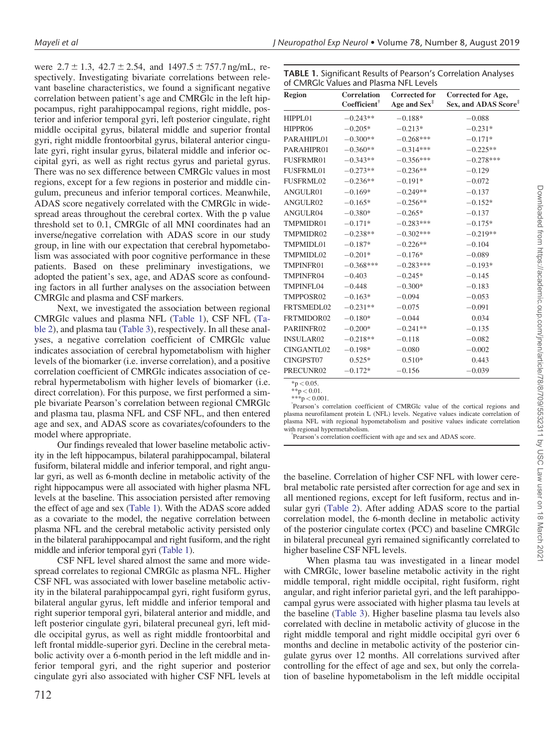were $2.7 \pm 1.3$, $42.7 \pm 2.54$, and $1497.5 \pm 757.7$ ng/mL, respectively. Investigating bivariate correlations between relevant baseline characteristics, we found a significant negative correlation between patient's age and CMRGlc in the left hippocampus, right parahippocampal regions, right middle, posterior and inferior temporal gyri, left posterior cingulate, right middle occipital gyrus, bilateral middle and superior frontal gyri, right middle frontoorbital gyrus, bilateral anterior cingulate gyri, right insular gyrus, bilateral middle and inferior occipital gyri, as well as right rectus gyrus and parietal gyrus. There was no sex difference between CMRGlc values in most regions, except for a few regions in posterior and middle cingulum, precuneus and inferior temporal cortices. Meanwhile, ADAS score negatively correlated with the CMRGlc in widespread areas throughout the cerebral cortex. With the p value threshold set to 0.1, CMRGlc of all MNI coordinates had an inverse/negative correlation with ADAS score in our study group, in line with our expectation that cerebral hypometabolism was associated with poor cognitive performance in these patients. Based on these preliminary investigations, we adopted the patient's sex, age, and ADAS score as confounding factors in all further analyses on the association between CMRGlc and plasma and CSF markers.

Next, we investigated the association between regional CMRGlc values and plasma NFL (Table 1), CSF NFL (Table 2), and plasma tau (Table 3), respectively. In all these analyses, a negative correlation coefficient of CMRGlc value indicates association of cerebral hypometabolism with higher levels of the biomarker (i.e. inverse correlation), and a positive correlation coefficient of CMRGlc indicates association of cerebral hypermetabolism with higher levels of biomarker (i.e. direct correlation). For this purpose, we first performed a simple bivariate Pearson's correlation between regional CMRGlc and plasma tau, plasma NFL and CSF NFL, and then entered age and sex, and ADAS score as covariates/cofounders to the model where appropriate.

Our findings revealed that lower baseline metabolic activity in the left hippocampus, bilateral parahippocampal, bilateral fusiform, bilateral middle and inferior temporal, and right angular gyri, as well as 6-month decline in metabolic activity of the right hippocampus were all associated with higher plasma NFL levels at the baseline. This association persisted after removing the effect of age and sex (Table 1). With the ADAS score added as a covariate to the model, the negative correlation between plasma NFL and the cerebral metabolic activity persisted only in the bilateral parahippocampal and right fusiform, and the right middle and inferior temporal gyri (Table 1).

CSF NFL level shared almost the same and more widespread correlates to regional CMRGlc as plasma NFL. Higher CSF NFL was associated with lower baseline metabolic activity in the bilateral parahippocampal gyri, right fusiform gyrus, bilateral angular gyrus, left middle and inferior temporal and right superior temporal gyri, bilateral anterior and middle, and left posterior cingulate gyri, bilateral precuneal gyri, left middle occipital gyrus, as well as right middle frontoorbital and left frontal middle-superior gyri. Decline in the cerebral metabolic activity over a 6-month period in the left middle and inferior temporal gyri, and the right superior and posterior cingulate gyri also associated with higher CSF NFL levels at the baseline. Correlation of higher CSF NFL with lower cerebral metabolic rate persisted after correction for age and sex in all mentioned regions, except for left fusiform, rectus and insular gyri (Table 2). After adding ADAS score to the partial correlation model, the 6-month decline in metabolic activity of the posterior cingulate cortex (PCC) and baseline CMRGlc in bilateral precuneal gyri remained significantly correlated to higher baseline CSF NFL levels.

When plasma tau was investigated in a linear model with CMRGlc, lower baseline metabolic activity in the right middle temporal, right middle occipital, right fusiform, right angular, and right inferior parietal gyri, and the left parahippocampal gyrus were associated with higher plasma tau levels at the baseline (Table 3). Higher baseline plasma tau levels also correlated with decline in metabolic activity of glucose in the right middle temporal and right middle occipital gyri over 6 months and decline in metabolic activity of the posterior cingulate gyrus over 12 months. All correlations survived after controlling for the effect of age and sex, but only the correlation of baseline hypometabolism in the left middle occipital

**TABLE 1.** Significant Results of Pearson's Correlation Analyses of CMRGlc Values and Plasma NFL Levels

| Region | Correlation Coefficient[†] | Corrected for Age and Sex[‡] | Corrected for Age, Sex, and ADAS Score[‡] |
|---|---|---|---|
| HIPPL01 | −0.243** | −0.188* | −0.088 |
| HIPPR06 | −0.205* | −0.213* | −0.231* |
| PARAHIPL01 | −0.300** | −0.268*** | −0.171* |
| PARAHIPR01 | −0.360** | −0.314*** | −0.225** |
| FUSFRMR01 | −0.343** | −0.356*** | −0.278*** |
| FUSFRML01 | −0.273** | −0.236** | −0.129 |
| FUSFRML02 | −0.236** | −0.191* | −0.072 |
| ANGULR01 | −0.169* | −0.249** | −0.137 |
| ANGULR02 | −0.165* | −0.256** | −0.152* |
| ANGULR04 | −0.380* | −0.265* | −0.137 |
| TMPMIDR01 | −0.171* | −0.283*** | −0.175* |
| TMPMIDR02 | −0.238** | −0.302*** | −0.219** |
| TMPMIDL01 | −0.187* | −0.226** | −0.104 |
| TMPMIDL02 | −0.201* | −0.176* | −0.089 |
| TMPINFR01 | −0.368*** | −0.283*** | −0.193* |
| TMPINFR04 | −0.403 | −0.245* | −0.145 |
| TMPINFL04 | −0.448 | −0.300* | −0.183 |
| TMPPOSR02 | −0.163* | −0.094 | −0.053 |
| FRTSMEDL02 | −0.231** | −0.075 | −0.091 |
| FRTMIDOR02 | −0.180* | −0.044 | 0.034 |
| PARIINFR02 | −0.200* | −0.241** | −0.135 |
| INSULAR02 | −0.218** | −0.118 | −0.082 |
| CINGANTL02 | −0.198* | −0.080 | −0.002 |
| CINGPST07 | 0.525* | 0.510* | 0.443 |
| PRECUNR02 | −0.172* | −0.156 | −0.039 |

*$p < 0.05$.
**$p < 0.01$.
***$p < 0.001$.
[†]Pearson's correlation coefficient of CMRGlc value of the cortical regions and plasma neurofilament protein L (NFL) levels. Negative values indicate correlation of plasma NFL with regional hypometabolism and positive values indicate correlation with regional hypermetabolism.
[‡]Pearson's correlation coefficient with age and sex and ADAS score.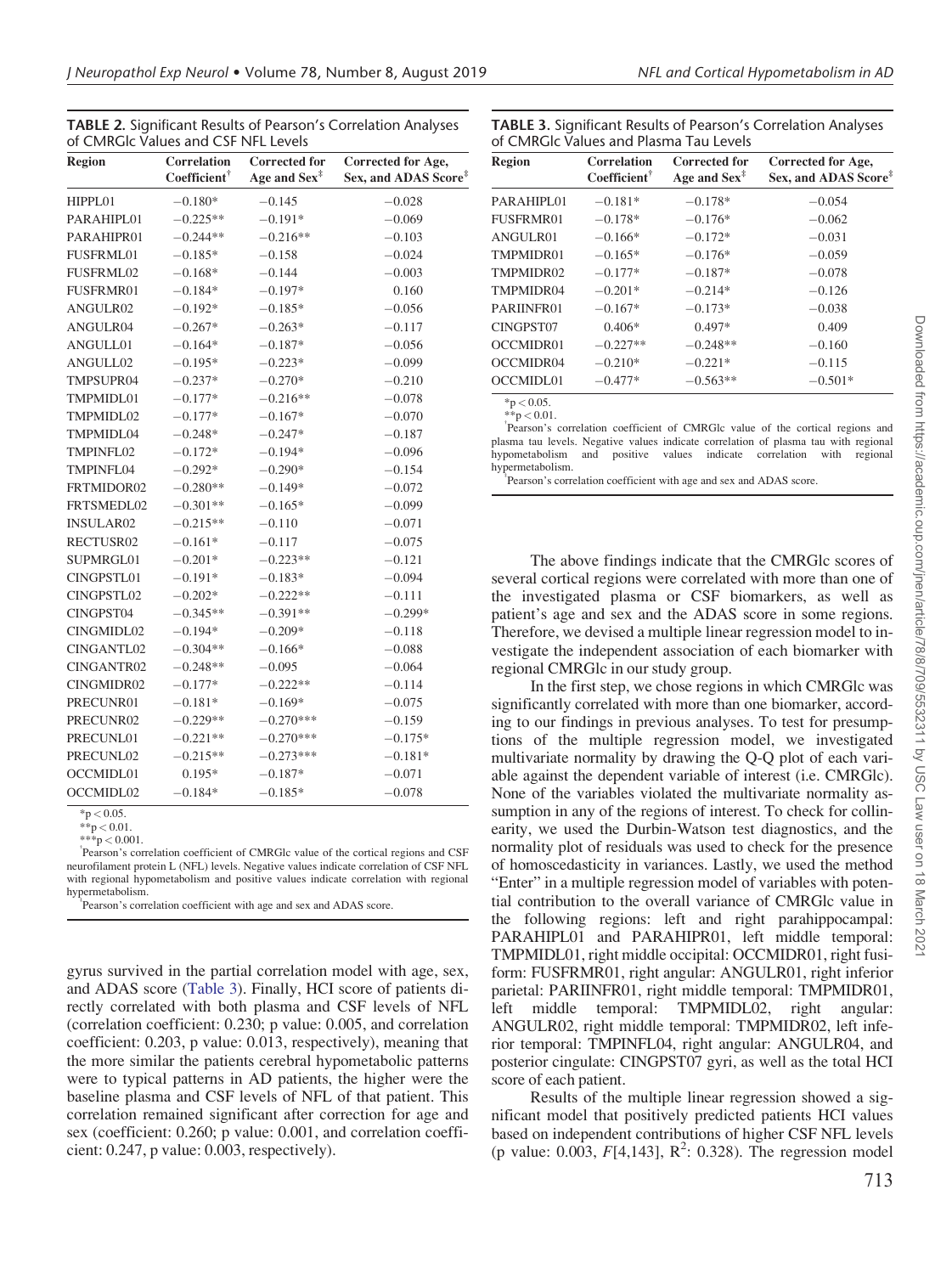**TABLE 2.** Significant Results of Pearson's Correlation Analyses of CMRGlc Values and CSF NFL Levels

| Region | Correlation Coefficient[†] | Corrected for Age and Sex[‡] | Corrected for Age, Sex, and ADAS Score[‡] |
|---|---|---|---|
| HIPPL01 | −0.180* | −0.145 | −0.028 |
| PARAHIPL01 | −0.225** | −0.191* | −0.069 |
| PARAHIPR01 | −0.244** | −0.216** | −0.103 |
| FUSFRML01 | −0.185* | −0.158 | −0.024 |
| FUSFRML02 | −0.168* | −0.144 | −0.003 |
| FUSFRMR01 | −0.184* | −0.197* | 0.160 |
| ANGULR02 | −0.192* | −0.185* | −0.056 |
| ANGULR04 | −0.267* | −0.263* | −0.117 |
| ANGULL01 | −0.164* | −0.187* | −0.056 |
| ANGULL02 | −0.195* | −0.223* | −0.099 |
| TMPSUPR04 | −0.237* | −0.270* | −0.210 |
| TMPMIDL01 | −0.177* | −0.216** | −0.078 |
| TMPMIDL02 | −0.177* | −0.167* | −0.070 |
| TMPMIDL04 | −0.248* | −0.247* | −0.187 |
| TMPINFL02 | −0.172* | −0.194* | −0.096 |
| TMPINFL04 | −0.292* | −0.290* | −0.154 |
| FRTMIDOR02 | −0.280** | −0.149* | −0.072 |
| FRTSMEDL02 | −0.301** | −0.165* | −0.099 |
| INSULAR02 | −0.215** | −0.110 | −0.071 |
| RECTUSR02 | −0.161* | −0.117 | −0.075 |
| SUPMRGL01 | −0.201* | −0.223** | −0.121 |
| CINGPSTL01 | −0.191* | −0.183* | −0.094 |
| CINGPSTL02 | −0.202* | −0.222** | −0.111 |
| CINGPST04 | −0.345** | −0.391** | −0.299* |
| CINGMIDL02 | −0.194* | −0.209* | −0.118 |
| CINGANTL02 | −0.304** | −0.166* | −0.088 |
| CINGANTR02 | −0.248** | −0.095 | −0.064 |
| CINGMIDR02 | −0.177* | −0.222** | −0.114 |
| PRECUNR01 | −0.181* | −0.169* | −0.075 |
| PRECUNR02 | −0.229** | −0.270*** | −0.159 |
| PRECUNL01 | −0.221** | −0.270*** | −0.175* |
| PRECUNL02 | −0.215** | −0.273*** | −0.181* |
| OCCMIDL01 | 0.195* | −0.187* | −0.071 |
| OCCMIDL02 | −0.184* | −0.185* | −0.078 |

*p < 0.05.
**p < 0.01.
***p < 0.001.
[†]Pearson's correlation coefficient of CMRGlc value of the cortical regions and CSF neurofilament protein L (NFL) levels. Negative values indicate correlation of CSF NFL with regional hypometabolism and positive values indicate correlation with regional hypermetabolism.
[‡]Pearson's correlation coefficient with age and sex and ADAS score.

gyrus survived in the partial correlation model with age, sex, and ADAS score (Table 3). Finally, HCI score of patients directly correlated with both plasma and CSF levels of NFL (correlation coefficient: 0.230; p value: 0.005, and correlation coefficient: 0.203, p value: 0.013, respectively), meaning that the more similar the patients cerebral hypometabolic patterns were to typical patterns in AD patients, the higher were the baseline plasma and CSF levels of NFL of that patient. This correlation remained significant after correction for age and sex (coefficient: 0.260; p value: 0.001, and correlation coefficient: 0.247, p value: 0.003, respectively).

**TABLE 3.** Significant Results of Pearson's Correlation Analyses of CMRGlc Values and Plasma Tau Levels

| Region | Correlation Coefficient[†] | Corrected for Age and Sex[‡] | Corrected for Age, Sex, and ADAS Score[‡] |
|---|---|---|---|
| PARAHIPL01 | −0.181* | −0.178* | −0.054 |
| FUSFRMR01 | −0.178* | −0.176* | −0.062 |
| ANGULR01 | −0.166* | −0.172* | −0.031 |
| TMPMIDR01 | −0.165* | −0.176* | −0.059 |
| TMPMIDR02 | −0.177* | −0.187* | −0.078 |
| TMPMIDR04 | −0.201* | −0.214* | −0.126 |
| PARIINFR01 | −0.167* | −0.173* | −0.038 |
| CINGPST07 | 0.406* | 0.497* | 0.409 |
| OCCMIDR01 | −0.227** | −0.248** | −0.160 |
| OCCMIDR04 | −0.210* | −0.221* | −0.115 |
| OCCMIDL01 | −0.477* | −0.563** | −0.501* |

*p < 0.05.
**p < 0.01.
[†]Pearson's correlation coefficient of CMRGlc value of the cortical regions and plasma tau levels. Negative values indicate correlation of plasma tau with regional hypometabolism and positive values indicate correlation with regional hypermetabolism.
[‡]Pearson's correlation coefficient with age and sex and ADAS score.

The above findings indicate that the CMRGlc scores of several cortical regions were correlated with more than one of the investigated plasma or CSF biomarkers, as well as patient's age and sex and the ADAS score in some regions. Therefore, we devised a multiple linear regression model to investigate the independent association of each biomarker with regional CMRGlc in our study group.

In the first step, we chose regions in which CMRGlc was significantly correlated with more than one biomarker, according to our findings in previous analyses. To test for presumptions of the multiple regression model, we investigated multivariate normality by drawing the Q-Q plot of each variable against the dependent variable of interest (i.e. CMRGlc). None of the variables violated the multivariate normality assumption in any of the regions of interest. To check for collinearity, we used the Durbin-Watson test diagnostics, and the normality plot of residuals was used to check for the presence of homoscedasticity in variances. Lastly, we used the method "Enter" in a multiple regression model of variables with potential contribution to the overall variance of CMRGlc value in the following regions: left and right parahippocampal: PARAHIPL01 and PARAHIPR01, left middle temporal: TMPMIDL01, right middle occipital: OCCMIDR01, right fusiform: FUSFRMR01, right angular: ANGULR01, right inferior parietal: PARIINFR01, right middle temporal: TMPMIDR01, left middle temporal: TMPMIDL02, right angular: ANGULR02, right middle temporal: TMPMIDR02, left inferior temporal: TMPINFL04, right angular: ANGULR04, and posterior cingulate: CINGPST07 gyri, as well as the total HCI score of each patient.

Results of the multiple linear regression showed a significant model that positively predicted patients HCI values based on independent contributions of higher CSF NFL levels (p value: 0.003, $F[4,143]$, $R^2$: 0.328). The regression model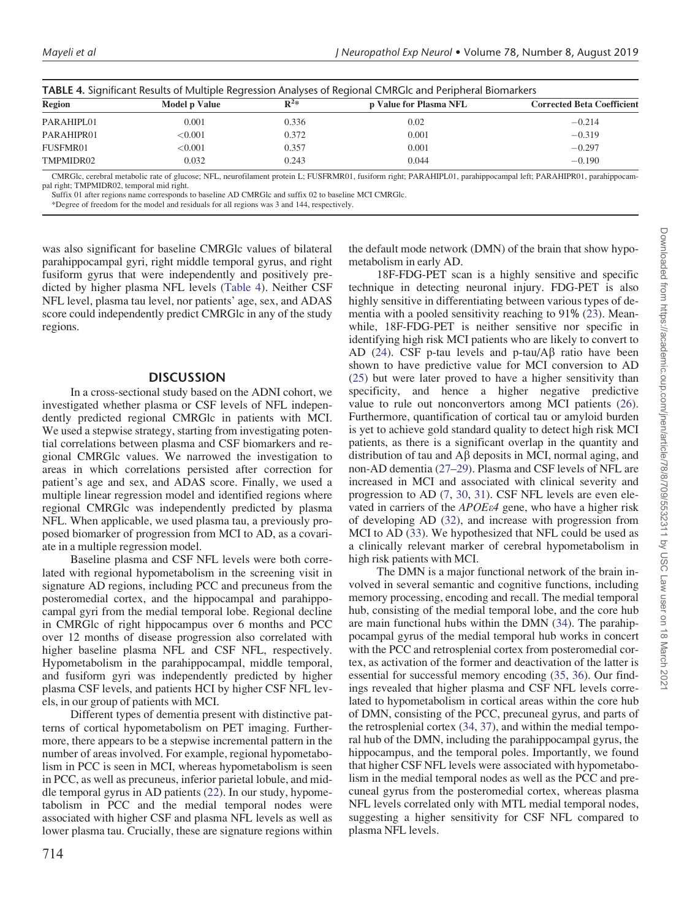**TABLE 4.** Significant Results of Multiple Regression Analyses of Regional CMRGlc and Peripheral Biomarkers

| Region | Model p Value | $R^2$* | p Value for Plasma NFL | Corrected Beta Coefficient |
|---|---|---|---|---|
| PARAHIPL01 | 0.001 | 0.336 | 0.02 | −0.214 |
| PARAHIPR01 | <0.001 | 0.372 | 0.001 | −0.319 |
| FUSFMR01 | <0.001 | 0.357 | 0.001 | −0.297 |
| TMPMIDR02 | 0.032 | 0.243 | 0.044 | −0.190 |

CMRGlc, cerebral metabolic rate of glucose; NFL, neurofilament protein L; FUSFRMR01, fusiform right; PARAHIPL01, parahippocampal left; PARAHIPR01, parahippocampal right; TMPMIDR02, temporal mid right.

Suffix 01 after regions name corresponds to baseline AD CMRGlc and suffix 02 to baseline MCI CMRGlc.

*Degree of freedom for the model and residuals for all regions was 3 and 144, respectively.

was also significant for baseline CMRGlc values of bilateral parahippocampal gyri, right middle temporal gyrus, and right fusiform gyrus that were independently and positively predicted by higher plasma NFL levels (Table 4). Neither CSF NFL level, plasma tau level, nor patients' age, sex, and ADAS score could independently predict CMRGlc in any of the study regions.

## DISCUSSION

In a cross-sectional study based on the ADNI cohort, we investigated whether plasma or CSF levels of NFL independently predicted regional CMRGlc in patients with MCI. We used a stepwise strategy, starting from investigating potential correlations between plasma and CSF biomarkers and regional CMRGlc values. We narrowed the investigation to areas in which correlations persisted after correction for patient's age and sex, and ADAS score. Finally, we used a multiple linear regression model and identified regions where regional CMRGlc was independently predicted by plasma NFL. When applicable, we used plasma tau, a previously proposed biomarker of progression from MCI to AD, as a covariate in a multiple regression model.

Baseline plasma and CSF NFL levels were both correlated with regional hypometabolism in the screening visit in signature AD regions, including PCC and precuneus from the posteromedial cortex, and the hippocampal and parahippocampal gyri from the medial temporal lobe. Regional decline in CMRGlc of right hippocampus over 6 months and PCC over 12 months of disease progression also correlated with higher baseline plasma NFL and CSF NFL, respectively. Hypometabolism in the parahippocampal, middle temporal, and fusiform gyri was independently predicted by higher plasma CSF levels, and patients HCI by higher CSF NFL levels, in our group of patients with MCI.

Different types of dementia present with distinctive patterns of cortical hypometabolism on PET imaging. Furthermore, there appears to be a stepwise incremental pattern in the number of areas involved. For example, regional hypometabolism in PCC is seen in MCI, whereas hypometabolism is seen in PCC, as well as precuneus, inferior parietal lobule, and middle temporal gyrus in AD patients (22). In our study, hypometabolism in PCC and the medial temporal nodes were associated with higher CSF and plasma NFL levels as well as lower plasma tau. Crucially, these are signature regions within the default mode network (DMN) of the brain that show hypometabolism in early AD.

18F-FDG-PET scan is a highly sensitive and specific technique in detecting neuronal injury. FDG-PET is also highly sensitive in differentiating between various types of dementia with a pooled sensitivity reaching to 91% (23). Meanwhile, 18F-FDG-PET is neither sensitive nor specific in identifying high risk MCI patients who are likely to convert to AD (24). CSF p-tau levels and p-tau/Aβ ratio have been shown to have predictive value for MCI conversion to AD (25) but were later proved to have a higher sensitivity than specificity, and hence a higher negative predictive value to rule out nonconvertors among MCI patients (26). Furthermore, quantification of cortical tau or amyloid burden is yet to achieve gold standard quality to detect high risk MCI patients, as there is a significant overlap in the quantity and distribution of tau and Aβ deposits in MCI, normal aging, and non-AD dementia (27–29). Plasma and CSF levels of NFL are increased in MCI and associated with clinical severity and progression to AD (7, 30, 31). CSF NFL levels are even elevated in carriers of the *APOEε4* gene, who have a higher risk of developing AD (32), and increase with progression from MCI to AD (33). We hypothesized that NFL could be used as a clinically relevant marker of cerebral hypometabolism in high risk patients with MCI.

The DMN is a major functional network of the brain involved in several semantic and cognitive functions, including memory processing, encoding and recall. The medial temporal hub, consisting of the medial temporal lobe, and the core hub are main functional hubs within the DMN (34). The parahippocampal gyrus of the medial temporal hub works in concert with the PCC and retrosplenial cortex from posteromedial cortex, as activation of the former and deactivation of the latter is essential for successful memory encoding (35, 36). Our findings revealed that higher plasma and CSF NFL levels correlated to hypometabolism in cortical areas within the core hub of DMN, consisting of the PCC, precuneal gyrus, and parts of the retrosplenial cortex (34, 37), and within the medial temporal hub of the DMN, including the parahippocampal gyrus, the hippocampus, and the temporal poles. Importantly, we found that higher CSF NFL levels were associated with hypometabolism in the medial temporal nodes as well as the PCC and precuneal gyrus from the posteromedial cortex, whereas plasma NFL levels correlated only with MTL medial temporal nodes, suggesting a higher sensitivity for CSF NFL compared to plasma NFL levels.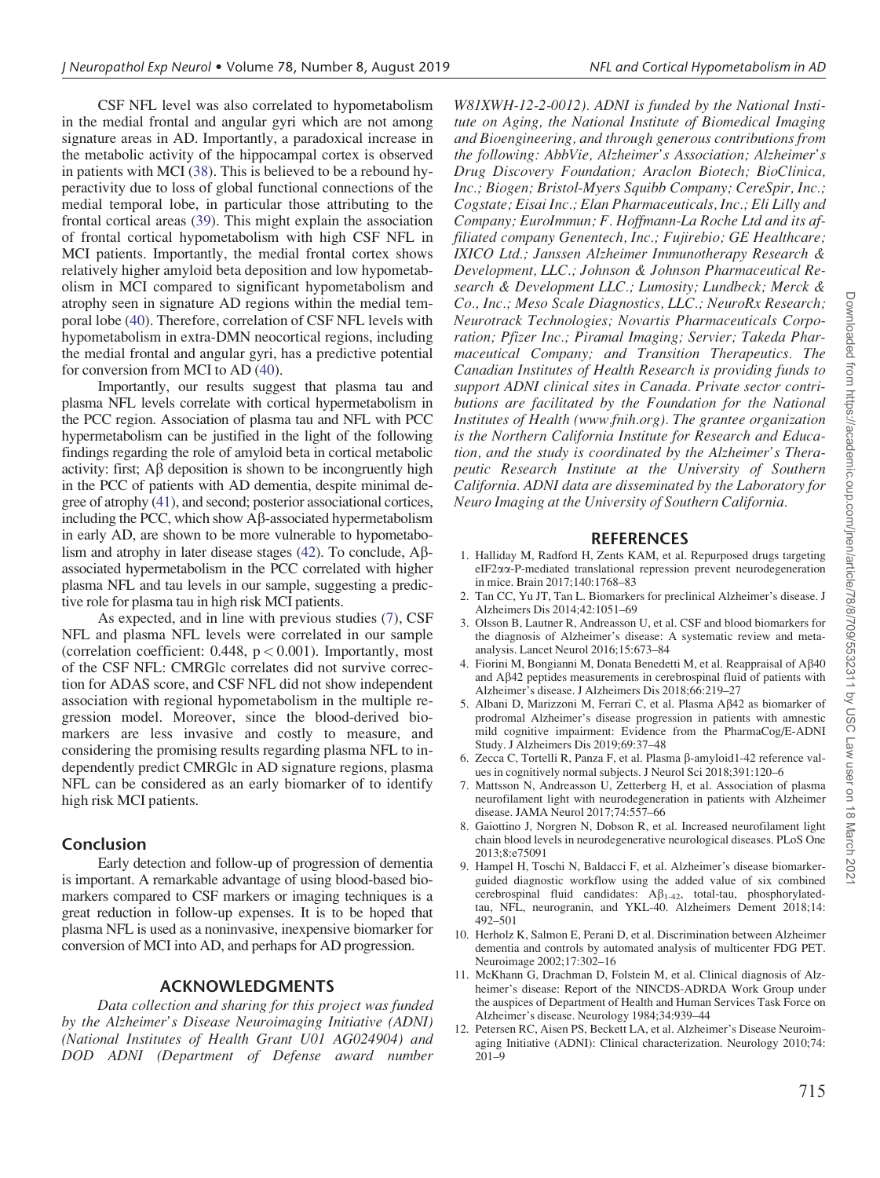CSF NFL level was also correlated to hypometabolism in the medial frontal and angular gyri which are not among signature areas in AD. Importantly, a paradoxical increase in the metabolic activity of the hippocampal cortex is observed in patients with MCI (38). This is believed to be a rebound hyperactivity due to loss of global functional connections of the medial temporal lobe, in particular those attributing to the frontal cortical areas (39). This might explain the association of frontal cortical hypometabolism with high CSF NFL in MCI patients. Importantly, the medial frontal cortex shows relatively higher amyloid beta deposition and low hypometabolism in MCI compared to significant hypometabolism and atrophy seen in signature AD regions within the medial temporal lobe (40). Therefore, correlation of CSF NFL levels with hypometabolism in extra-DMN neocortical regions, including the medial frontal and angular gyri, has a predictive potential for conversion from MCI to AD (40).

Importantly, our results suggest that plasma tau and plasma NFL levels correlate with cortical hypermetabolism in the PCC region. Association of plasma tau and NFL with PCC hypermetabolism can be justified in the light of the following findings regarding the role of amyloid beta in cortical metabolic activity: first; Aβ deposition is shown to be incongruently high in the PCC of patients with AD dementia, despite minimal degree of atrophy (41), and second; posterior associational cortices, including the PCC, which show Aβ-associated hypermetabolism in early AD, are shown to be more vulnerable to hypometabolism and atrophy in later disease stages (42). To conclude, Aβ-associated hypermetabolism in the PCC correlated with higher plasma NFL and tau levels in our sample, suggesting a predictive role for plasma tau in high risk MCI patients.

As expected, and in line with previous studies (7), CSF NFL and plasma NFL levels were correlated in our sample (correlation coefficient: 0.448, $p < 0.001$). Importantly, most of the CSF NFL: CMRGlc correlates did not survive correction for ADAS score, and CSF NFL did not show independent association with regional hypometabolism in the multiple regression model. Moreover, since the blood-derived biomarkers are less invasive and costly to measure, and considering the promising results regarding plasma NFL to independently predict CMRGlc in AD signature regions, plasma NFL can be considered as an early biomarker of to identify high risk MCI patients.

## Conclusion

Early detection and follow-up of progression of dementia is important. A remarkable advantage of using blood-based biomarkers compared to CSF markers or imaging techniques is a great reduction in follow-up expenses. It is to be hoped that plasma NFL is used as a noninvasive, inexpensive biomarker for conversion of MCI into AD, and perhaps for AD progression.

## ACKNOWLEDGMENTS

*Data collection and sharing for this project was funded by the Alzheimer's Disease Neuroimaging Initiative (ADNI) (National Institutes of Health Grant U01 AG024904) and DOD ADNI (Department of Defense award number W81XWH-12-2-0012). ADNI is funded by the National Institute on Aging, the National Institute of Biomedical Imaging and Bioengineering, and through generous contributions from the following: AbbVie, Alzheimer's Association; Alzheimer's Drug Discovery Foundation; Araclon Biotech; BioClinica, Inc.; Biogen; Bristol-Myers Squibb Company; CereSpir, Inc.; Cogstate; Eisai Inc.; Elan Pharmaceuticals, Inc.; Eli Lilly and Company; EuroImmun; F. Hoffmann-La Roche Ltd and its affiliated company Genentech, Inc.; Fujirebio; GE Healthcare; IXICO Ltd.; Janssen Alzheimer Immunotherapy Research & Development, LLC.; Johnson & Johnson Pharmaceutical Research & Development LLC.; Lumosity; Lundbeck; Merck & Co., Inc.; Meso Scale Diagnostics, LLC.; NeuroRx Research; Neurotrack Technologies; Novartis Pharmaceuticals Corporation; Pfizer Inc.; Piramal Imaging; Servier; Takeda Pharmaceutical Company; and Transition Therapeutics. The Canadian Institutes of Health Research is providing funds to support ADNI clinical sites in Canada. Private sector contributions are facilitated by the Foundation for the National Institutes of Health (www.fnih.org). The grantee organization is the Northern California Institute for Research and Education, and the study is coordinated by the Alzheimer's Therapeutic Research Institute at the University of Southern California. ADNI data are disseminated by the Laboratory for Neuro Imaging at the University of Southern California.*

## REFERENCES

1. Halliday M, Radford H, Zents KAM, et al. Repurposed drugs targeting eIF2αα-P-mediated translational repression prevent neurodegeneration in mice. Brain 2017;140:1768–83
2. Tan CC, Yu JT, Tan L. Biomarkers for preclinical Alzheimer's disease. J Alzheimers Dis 2014;42:1051–69
3. Olsson B, Lautner R, Andreasson U, et al. CSF and blood biomarkers for the diagnosis of Alzheimer's disease: A systematic review and meta-analysis. Lancet Neurol 2016;15:673–84
4. Fiorini M, Bongianni M, Donata Benedetti M, et al. Reappraisal of Aβ40 and Aβ42 peptides measurements in cerebrospinal fluid of patients with Alzheimer's disease. J Alzheimers Dis 2018;66:219–27
5. Albani D, Marizzoni M, Ferrari C, et al. Plasma Aβ42 as biomarker of prodromal Alzheimer's disease progression in patients with amnestic mild cognitive impairment: Evidence from the PharmaCog/E-ADNI Study. J Alzheimers Dis 2019;69:37–48
6. Zecca C, Tortelli R, Panza F, et al. Plasma β-amyloid1-42 reference values in cognitively normal subjects. J Neurol Sci 2018;391:120–6
7. Mattsson N, Andreasson U, Zetterberg H, et al. Association of plasma neurofilament light with neurodegeneration in patients with Alzheimer disease. JAMA Neurol 2017;74:557–66
8. Gaiottino J, Norgren N, Dobson R, et al. Increased neurofilament light chain blood levels in neurodegenerative neurological diseases. PLoS One 2013;8:e75091
9. Hampel H, Toschi N, Baldacci F, et al. Alzheimer's disease biomarker-guided diagnostic workflow using the added value of six combined cerebrospinal fluid candidates: $A\beta_{1\text{-}42}$, total-tau, phosphorylated-tau, NFL, neurogranin, and YKL-40. Alzheimers Dement 2018;14:492–501
10. Herholz K, Salmon E, Perani D, et al. Discrimination between Alzheimer dementia and controls by automated analysis of multicenter FDG PET. Neuroimage 2002;17:302–16
11. McKhann G, Drachman D, Folstein M, et al. Clinical diagnosis of Alzheimer's disease: Report of the NINCDS-ADRDA Work Group under the auspices of Department of Health and Human Services Task Force on Alzheimer's disease. Neurology 1984;34:939–44
12. Petersen RC, Aisen PS, Beckett LA, et al. Alzheimer's Disease Neuroimaging Initiative (ADNI): Clinical characterization. Neurology 2010;74:201–9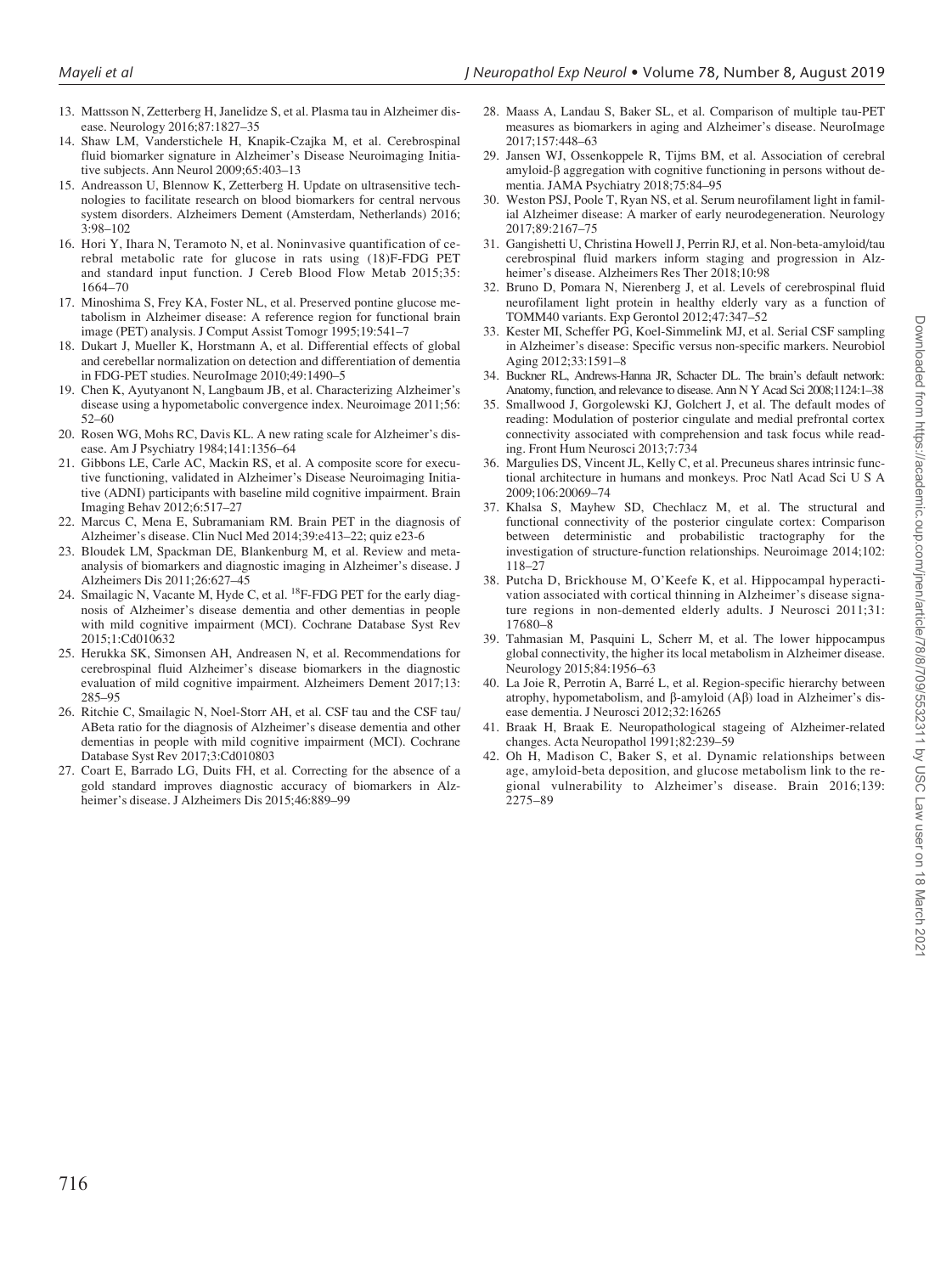13. Mattsson N, Zetterberg H, Janelidze S, et al. Plasma tau in Alzheimer disease. Neurology 2016;87:1827–35
14. Shaw LM, Vanderstichele H, Knapik-Czajka M, et al. Cerebrospinal fluid biomarker signature in Alzheimer's Disease Neuroimaging Initiative subjects. Ann Neurol 2009;65:403–13
15. Andreasson U, Blennow K, Zetterberg H. Update on ultrasensitive technologies to facilitate research on blood biomarkers for central nervous system disorders. Alzheimers Dement (Amsterdam, Netherlands) 2016; 3:98–102
16. Hori Y, Ihara N, Teramoto N, et al. Noninvasive quantification of cerebral metabolic rate for glucose in rats using (18)F-FDG PET and standard input function. J Cereb Blood Flow Metab 2015;35: 1664–70
17. Minoshima S, Frey KA, Foster NL, et al. Preserved pontine glucose metabolism in Alzheimer disease: A reference region for functional brain image (PET) analysis. J Comput Assist Tomogr 1995;19:541–7
18. Dukart J, Mueller K, Horstmann A, et al. Differential effects of global and cerebellar normalization on detection and differentiation of dementia in FDG-PET studies. NeuroImage 2010;49:1490–5
19. Chen K, Ayutyanont N, Langbaum JB, et al. Characterizing Alzheimer's disease using a hypometabolic convergence index. Neuroimage 2011;56: 52–60
20. Rosen WG, Mohs RC, Davis KL. A new rating scale for Alzheimer's disease. Am J Psychiatry 1984;141:1356–64
21. Gibbons LE, Carle AC, Mackin RS, et al. A composite score for executive functioning, validated in Alzheimer's Disease Neuroimaging Initiative (ADNI) participants with baseline mild cognitive impairment. Brain Imaging Behav 2012;6:517–27
22. Marcus C, Mena E, Subramaniam RM. Brain PET in the diagnosis of Alzheimer's disease. Clin Nucl Med 2014;39:e413–22; quiz e23-6
23. Bloudek LM, Spackman DE, Blankenburg M, et al. Review and meta-analysis of biomarkers and diagnostic imaging in Alzheimer's disease. J Alzheimers Dis 2011;26:627–45
24. Smailagic N, Vacante M, Hyde C, et al. $^{18}$F-FDG PET for the early diagnosis of Alzheimer's disease dementia and other dementias in people with mild cognitive impairment (MCI). Cochrane Database Syst Rev 2015;1:Cd010632
25. Herukka SK, Simonsen AH, Andreasen N, et al. Recommendations for cerebrospinal fluid Alzheimer's disease biomarkers in the diagnostic evaluation of mild cognitive impairment. Alzheimers Dement 2017;13: 285–95
26. Ritchie C, Smailagic N, Noel-Storr AH, et al. CSF tau and the CSF tau/ABeta ratio for the diagnosis of Alzheimer's disease dementia and other dementias in people with mild cognitive impairment (MCI). Cochrane Database Syst Rev 2017;3:Cd010803
27. Coart E, Barrado LG, Duits FH, et al. Correcting for the absence of a gold standard improves diagnostic accuracy of biomarkers in Alzheimer's disease. J Alzheimers Dis 2015;46:889–99
28. Maass A, Landau S, Baker SL, et al. Comparison of multiple tau-PET measures as biomarkers in aging and Alzheimer's disease. NeuroImage 2017;157:448–63
29. Jansen WJ, Ossenkoppele R, Tijms BM, et al. Association of cerebral amyloid-β aggregation with cognitive functioning in persons without dementia. JAMA Psychiatry 2018;75:84–95
30. Weston PSJ, Poole T, Ryan NS, et al. Serum neurofilament light in familial Alzheimer disease: A marker of early neurodegeneration. Neurology 2017;89:2167–75
31. Gangishetti U, Christina Howell J, Perrin RJ, et al. Non-beta-amyloid/tau cerebrospinal fluid markers inform staging and progression in Alzheimer's disease. Alzheimers Res Ther 2018;10:98
32. Bruno D, Pomara N, Nierenberg J, et al. Levels of cerebrospinal fluid neurofilament light protein in healthy elderly vary as a function of TOMM40 variants. Exp Gerontol 2012;47:347–52
33. Kester MI, Scheffer PG, Koel-Simmelink MJ, et al. Serial CSF sampling in Alzheimer's disease: Specific versus non-specific markers. Neurobiol Aging 2012;33:1591–8
34. Buckner RL, Andrews-Hanna JR, Schacter DL. The brain's default network: Anatomy, function, and relevance to disease. Ann N Y Acad Sci 2008;1124:1–38
35. Smallwood J, Gorgolewski KJ, Golchert J, et al. The default modes of reading: Modulation of posterior cingulate and medial prefrontal cortex connectivity associated with comprehension and task focus while reading. Front Hum Neurosci 2013;7:734
36. Margulies DS, Vincent JL, Kelly C, et al. Precuneus shares intrinsic functional architecture in humans and monkeys. Proc Natl Acad Sci U S A 2009;106:20069–74
37. Khalsa S, Mayhew SD, Chechlacz M, et al. The structural and functional connectivity of the posterior cingulate cortex: Comparison between deterministic and probabilistic tractography for the investigation of structure-function relationships. Neuroimage 2014;102: 118–27
38. Putcha D, Brickhouse M, O'Keefe K, et al. Hippocampal hyperactivation associated with cortical thinning in Alzheimer's disease signature regions in non-demented elderly adults. J Neurosci 2011;31: 17680–8
39. Tahmasian M, Pasquini L, Scherr M, et al. The lower hippocampus global connectivity, the higher its local metabolism in Alzheimer disease. Neurology 2015;84:1956–63
40. La Joie R, Perrotin A, Barré L, et al. Region-specific hierarchy between atrophy, hypometabolism, and β-amyloid (Aβ) load in Alzheimer's disease dementia. J Neurosci 2012;32:16265
41. Braak H, Braak E. Neuropathological stageing of Alzheimer-related changes. Acta Neuropathol 1991;82:239–59
42. Oh H, Madison C, Baker S, et al. Dynamic relationships between age, amyloid-beta deposition, and glucose metabolism link to the regional vulnerability to Alzheimer's disease. Brain 2016;139: 2275–89